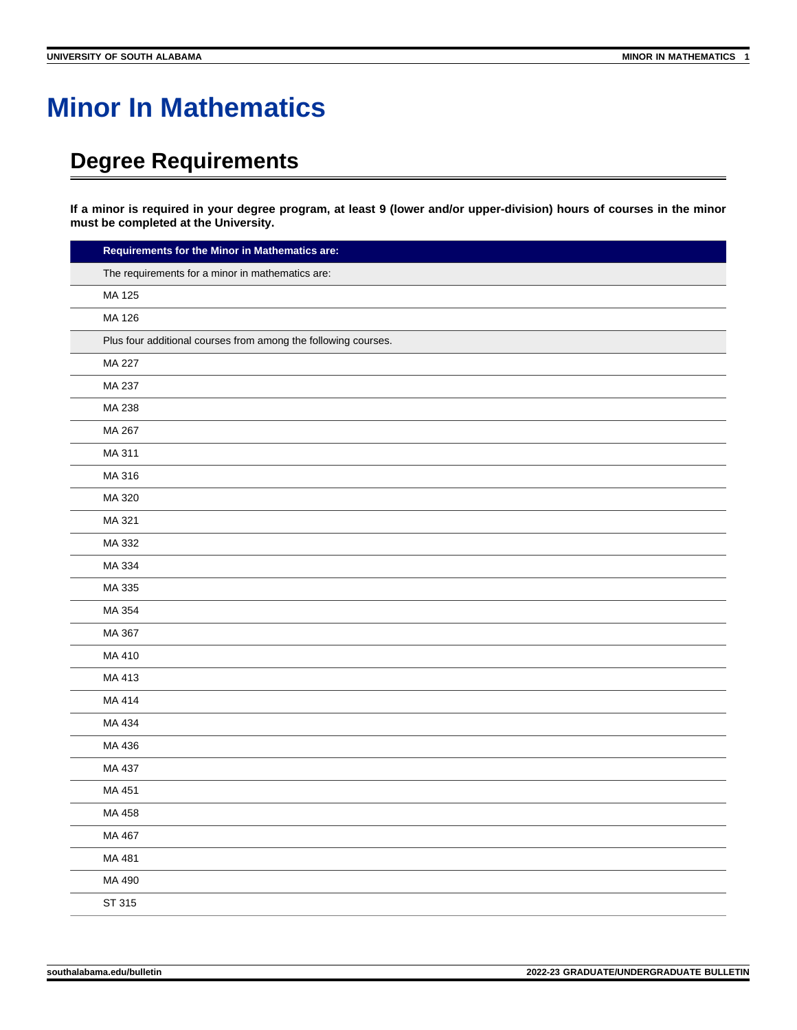# Minor In Mathematics

## Degree Requirements

**If a minor is required in your degree program, at least 9 (lower and/or upper-division) hours of courses in the minor must be completed at the University.**

| Requirements for the Minor in Mathematics are: |
| --- |
| The requirements for a minor in mathematics are: |
| MA 125 |
| MA 126 |
| Plus four additional courses from among the following courses. |
| MA 227 |
| MA 237 |
| MA 238 |
| MA 267 |
| MA 311 |
| MA 316 |
| MA 320 |
| MA 321 |
| MA 332 |
| MA 334 |
| MA 335 |
| MA 354 |
| MA 367 |
| MA 410 |
| MA 413 |
| MA 414 |
| MA 434 |
| MA 436 |
| MA 437 |
| MA 451 |
| MA 458 |
| MA 467 |
| MA 481 |
| MA 490 |
| ST 315 |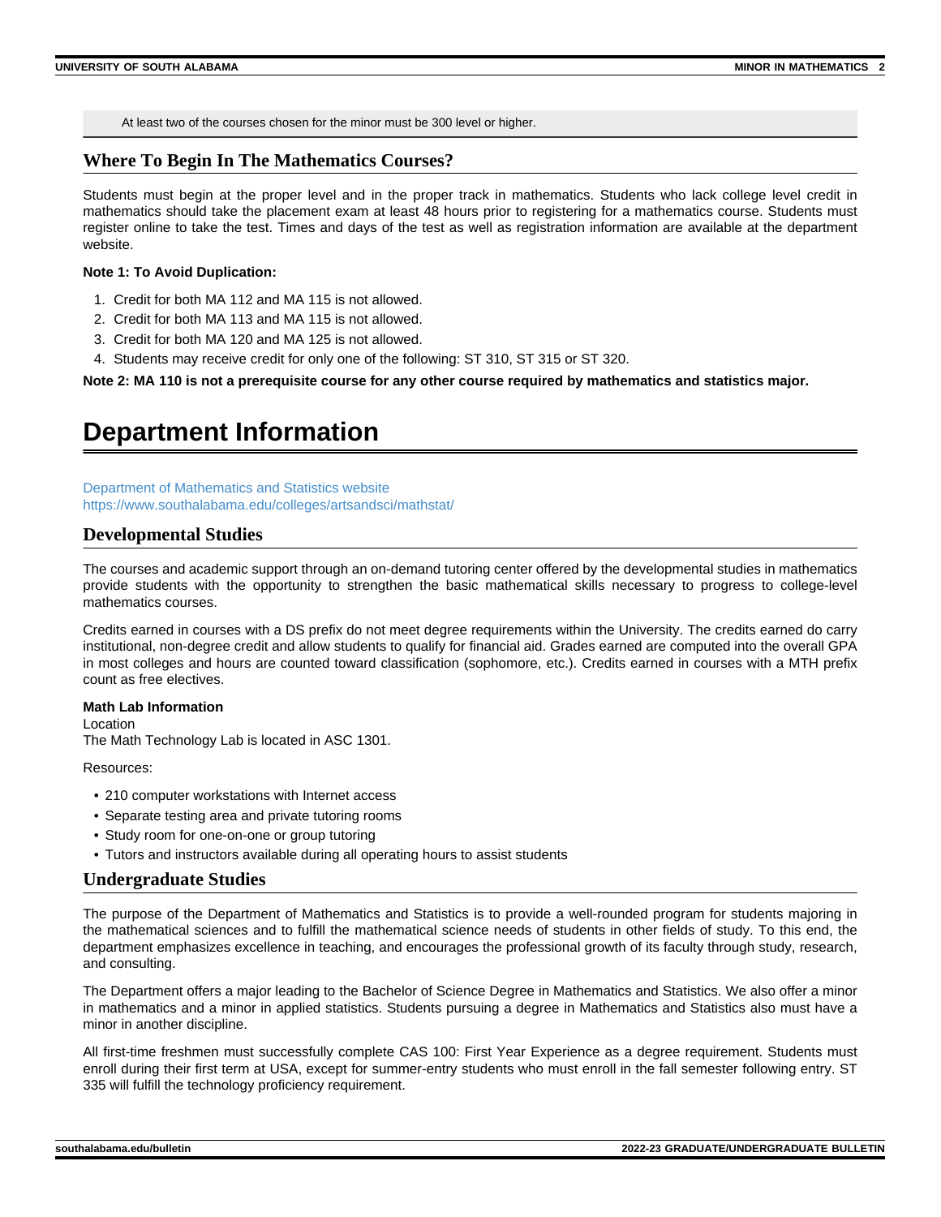At least two of the courses chosen for the minor must be 300 level or higher.

### Where To Begin In The Mathematics Courses?

Students must begin at the proper level and in the proper track in mathematics. Students who lack college level credit in mathematics should take the placement exam at least 48 hours prior to registering for a mathematics course. Students must register online to take the test. Times and days of the test as well as registration information are available at the department website.

**Note 1: To Avoid Duplication:**

1. Credit for both MA 112 and MA 115 is not allowed.
2. Credit for both MA 113 and MA 115 is not allowed.
3. Credit for both MA 120 and MA 125 is not allowed.
4. Students may receive credit for only one of the following: ST 310, ST 315 or ST 320.

**Note 2: MA 110 is not a prerequisite course for any other course required by mathematics and statistics major.**

# Department Information

Department of Mathematics and Statistics website
https://www.southalabama.edu/colleges/artsandsci/mathstat/

### Developmental Studies

The courses and academic support through an on-demand tutoring center offered by the developmental studies in mathematics provide students with the opportunity to strengthen the basic mathematical skills necessary to progress to college-level mathematics courses.

Credits earned in courses with a DS prefix do not meet degree requirements within the University. The credits earned do carry institutional, non-degree credit and allow students to qualify for financial aid. Grades earned are computed into the overall GPA in most colleges and hours are counted toward classification (sophomore, etc.). Credits earned in courses with a MTH prefix count as free electives.

**Math Lab Information**
Location
The Math Technology Lab is located in ASC 1301.

Resources:

- 210 computer workstations with Internet access
- Separate testing area and private tutoring rooms
- Study room for one-on-one or group tutoring
- Tutors and instructors available during all operating hours to assist students

### Undergraduate Studies

The purpose of the Department of Mathematics and Statistics is to provide a well-rounded program for students majoring in the mathematical sciences and to fulfill the mathematical science needs of students in other fields of study. To this end, the department emphasizes excellence in teaching, and encourages the professional growth of its faculty through study, research, and consulting.

The Department offers a major leading to the Bachelor of Science Degree in Mathematics and Statistics. We also offer a minor in mathematics and a minor in applied statistics. Students pursuing a degree in Mathematics and Statistics also must have a minor in another discipline.

All first-time freshmen must successfully complete CAS 100: First Year Experience as a degree requirement. Students must enroll during their first term at USA, except for summer-entry students who must enroll in the fall semester following entry. ST 335 will fulfill the technology proficiency requirement.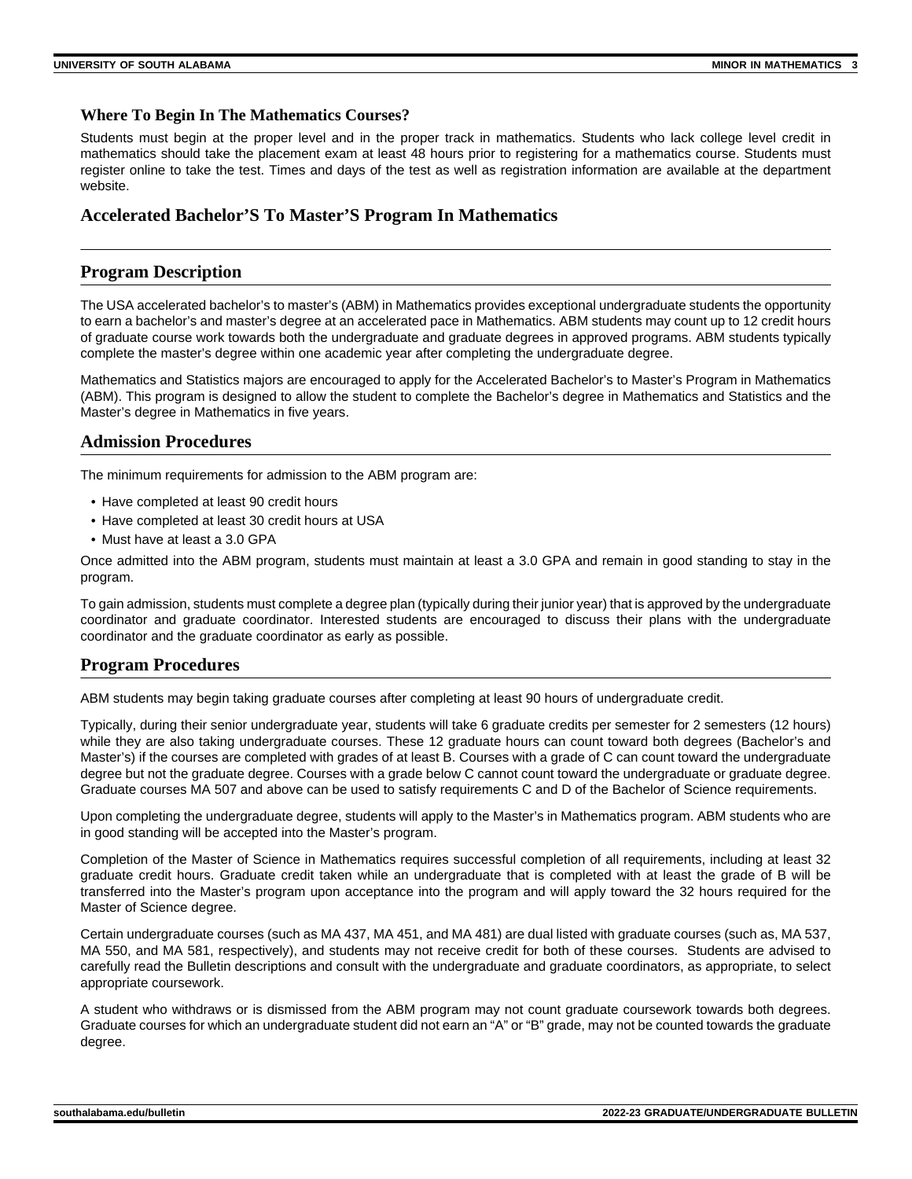### Where To Begin In The Mathematics Courses?

Students must begin at the proper level and in the proper track in mathematics. Students who lack college level credit in mathematics should take the placement exam at least 48 hours prior to registering for a mathematics course. Students must register online to take the test. Times and days of the test as well as registration information are available at the department website.

## Accelerated Bachelor'S To Master'S Program In Mathematics

## Program Description

The USA accelerated bachelor's to master's (ABM) in Mathematics provides exceptional undergraduate students the opportunity to earn a bachelor's and master's degree at an accelerated pace in Mathematics. ABM students may count up to 12 credit hours of graduate course work towards both the undergraduate and graduate degrees in approved programs. ABM students typically complete the master's degree within one academic year after completing the undergraduate degree.

Mathematics and Statistics majors are encouraged to apply for the Accelerated Bachelor's to Master's Program in Mathematics (ABM). This program is designed to allow the student to complete the Bachelor's degree in Mathematics and Statistics and the Master's degree in Mathematics in five years.

## Admission Procedures

The minimum requirements for admission to the ABM program are:

- Have completed at least 90 credit hours
- Have completed at least 30 credit hours at USA
- Must have at least a 3.0 GPA

Once admitted into the ABM program, students must maintain at least a 3.0 GPA and remain in good standing to stay in the program.

To gain admission, students must complete a degree plan (typically during their junior year) that is approved by the undergraduate coordinator and graduate coordinator. Interested students are encouraged to discuss their plans with the undergraduate coordinator and the graduate coordinator as early as possible.

## Program Procedures

ABM students may begin taking graduate courses after completing at least 90 hours of undergraduate credit.

Typically, during their senior undergraduate year, students will take 6 graduate credits per semester for 2 semesters (12 hours) while they are also taking undergraduate courses. These 12 graduate hours can count toward both degrees (Bachelor's and Master's) if the courses are completed with grades of at least B. Courses with a grade of C can count toward the undergraduate degree but not the graduate degree. Courses with a grade below C cannot count toward the undergraduate or graduate degree. Graduate courses MA 507 and above can be used to satisfy requirements C and D of the Bachelor of Science requirements.

Upon completing the undergraduate degree, students will apply to the Master's in Mathematics program. ABM students who are in good standing will be accepted into the Master's program.

Completion of the Master of Science in Mathematics requires successful completion of all requirements, including at least 32 graduate credit hours. Graduate credit taken while an undergraduate that is completed with at least the grade of B will be transferred into the Master's program upon acceptance into the program and will apply toward the 32 hours required for the Master of Science degree.

Certain undergraduate courses (such as MA 437, MA 451, and MA 481) are dual listed with graduate courses (such as, MA 537, MA 550, and MA 581, respectively), and students may not receive credit for both of these courses. Students are advised to carefully read the Bulletin descriptions and consult with the undergraduate and graduate coordinators, as appropriate, to select appropriate coursework.

A student who withdraws or is dismissed from the ABM program may not count graduate coursework towards both degrees. Graduate courses for which an undergraduate student did not earn an "A" or "B" grade, may not be counted towards the graduate degree.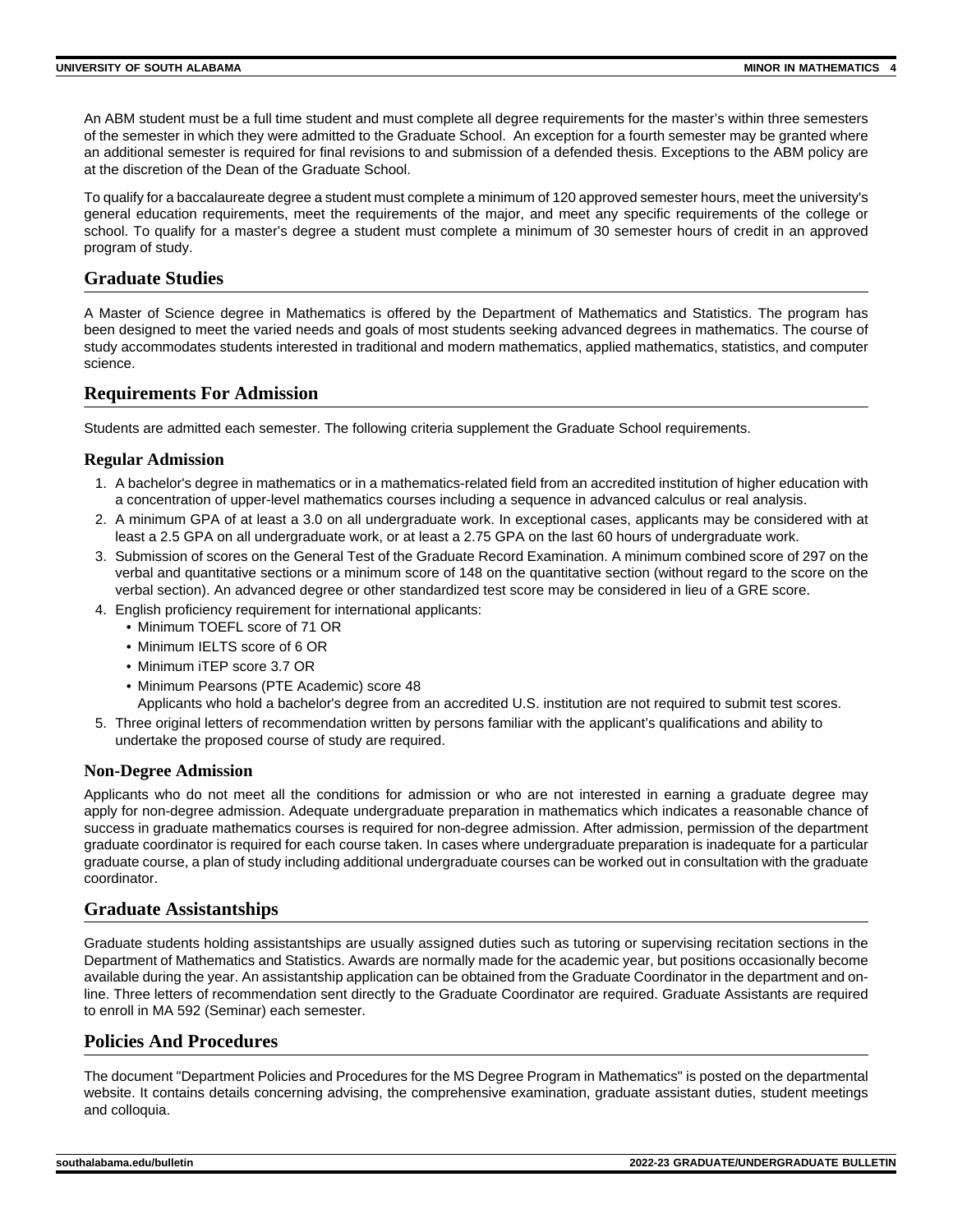An ABM student must be a full time student and must complete all degree requirements for the master's within three semesters of the semester in which they were admitted to the Graduate School. An exception for a fourth semester may be granted where an additional semester is required for final revisions to and submission of a defended thesis. Exceptions to the ABM policy are at the discretion of the Dean of the Graduate School.

To qualify for a baccalaureate degree a student must complete a minimum of 120 approved semester hours, meet the university's general education requirements, meet the requirements of the major, and meet any specific requirements of the college or school. To qualify for a master's degree a student must complete a minimum of 30 semester hours of credit in an approved program of study.

## Graduate Studies

A Master of Science degree in Mathematics is offered by the Department of Mathematics and Statistics. The program has been designed to meet the varied needs and goals of most students seeking advanced degrees in mathematics. The course of study accommodates students interested in traditional and modern mathematics, applied mathematics, statistics, and computer science.

## Requirements For Admission

Students are admitted each semester. The following criteria supplement the Graduate School requirements.

### Regular Admission

1. A bachelor's degree in mathematics or in a mathematics-related field from an accredited institution of higher education with a concentration of upper-level mathematics courses including a sequence in advanced calculus or real analysis.
2. A minimum GPA of at least a 3.0 on all undergraduate work. In exceptional cases, applicants may be considered with at least a 2.5 GPA on all undergraduate work, or at least a 2.75 GPA on the last 60 hours of undergraduate work.
3. Submission of scores on the General Test of the Graduate Record Examination. A minimum combined score of 297 on the verbal and quantitative sections or a minimum score of 148 on the quantitative section (without regard to the score on the verbal section). An advanced degree or other standardized test score may be considered in lieu of a GRE score.
4. English proficiency requirement for international applicants:
   - Minimum TOEFL score of 71 OR
   - Minimum IELTS score of 6 OR
   - Minimum iTEP score 3.7 OR
   - Minimum Pearsons (PTE Academic) score 48

   Applicants who hold a bachelor's degree from an accredited U.S. institution are not required to submit test scores.
5. Three original letters of recommendation written by persons familiar with the applicant's qualifications and ability to undertake the proposed course of study are required.

### Non-Degree Admission

Applicants who do not meet all the conditions for admission or who are not interested in earning a graduate degree may apply for non-degree admission. Adequate undergraduate preparation in mathematics which indicates a reasonable chance of success in graduate mathematics courses is required for non-degree admission. After admission, permission of the department graduate coordinator is required for each course taken. In cases where undergraduate preparation is inadequate for a particular graduate course, a plan of study including additional undergraduate courses can be worked out in consultation with the graduate coordinator.

## Graduate Assistantships

Graduate students holding assistantships are usually assigned duties such as tutoring or supervising recitation sections in the Department of Mathematics and Statistics. Awards are normally made for the academic year, but positions occasionally become available during the year. An assistantship application can be obtained from the Graduate Coordinator in the department and on-line. Three letters of recommendation sent directly to the Graduate Coordinator are required. Graduate Assistants are required to enroll in MA 592 (Seminar) each semester.

## Policies And Procedures

The document "Department Policies and Procedures for the MS Degree Program in Mathematics" is posted on the departmental website. It contains details concerning advising, the comprehensive examination, graduate assistant duties, student meetings and colloquia.